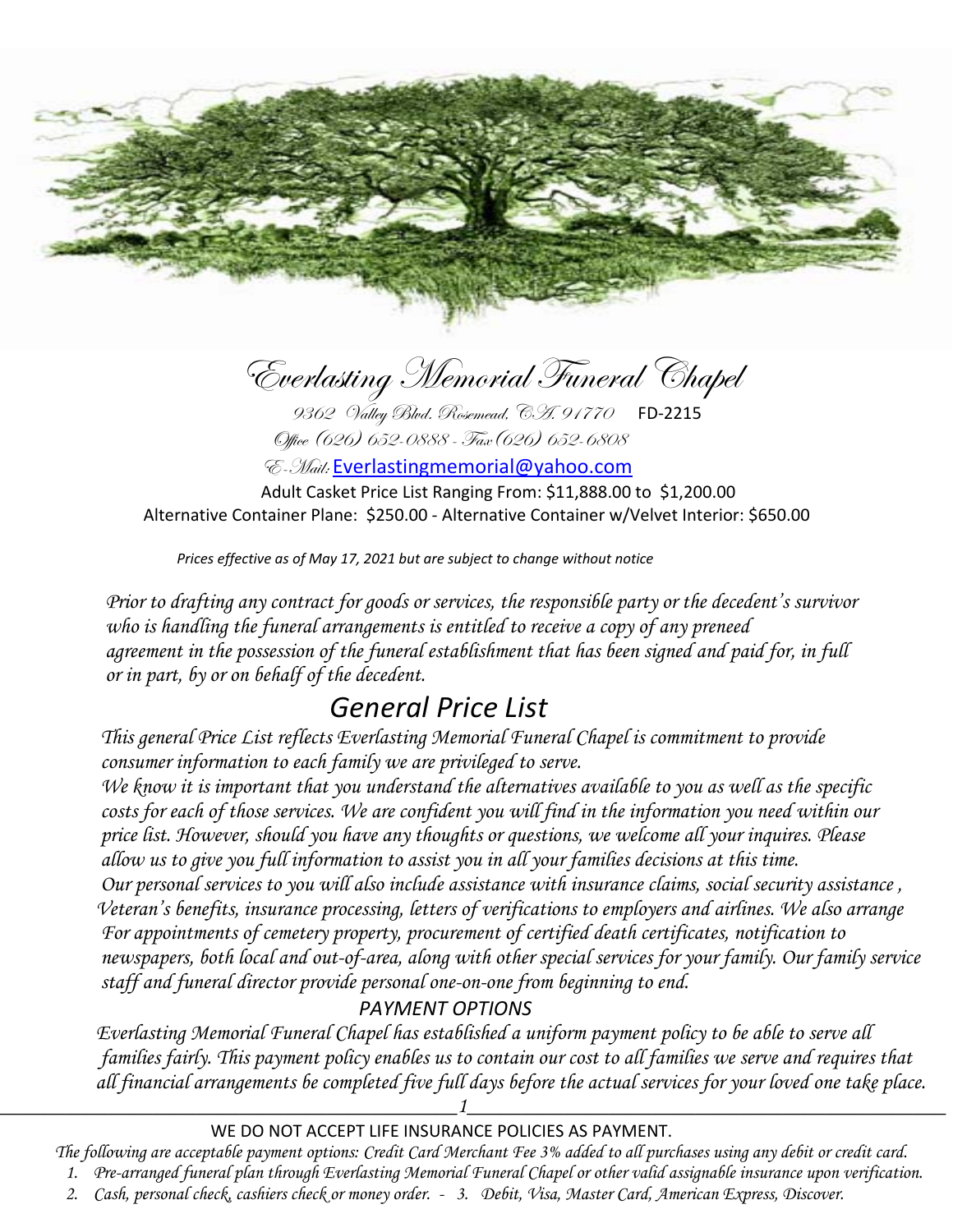# Everlasting Memorial Funeral Chapel

9302 Valley Blvd. Rosemead, CA. 91770 FD-2215

Office (626) 652-0888 - Fax (626) 652-6808

E-Mail: Everlastingmemorial@yahoo.com

Adult Casket Price List Ranging From: $11,888.00 to $1,200.00

Alternative Container Plane: $250.00 - Alternative Container w/Velvet Interior: $650.00

*Prices effective as of May 17, 2021 but are subject to change without notice*

*Prior to drafting any contract for goods or services, the responsible party or the decedent's survivor who is handling the funeral arrangements is entitled to receive a copy of any preneed agreement in the possession of the funeral establishment that has been signed and paid for, in full or in part, by or on behalf of the decedent.*

## General Price List

*This general Price List reflects Everlasting Memorial Funeral Chapel is commitment to provide consumer information to each family we are privileged to serve.*

*We know it is important that you understand the alternatives available to you as well as the specific costs for each of those services. We are confident you will find in the information you need within our price list. However, should you have any thoughts or questions, we welcome all your inquires. Please allow us to give you full information to assist you in all your families decisions at this time.*

*Our personal services to you will also include assistance with insurance claims, social security assistance , Veteran's benefits, insurance processing, letters of verifications to employers and airlines. We also arrange For appointments of cemetery property, procurement of certified death certificates, notification to newspapers, both local and out-of-area, along with other special services for your family. Our family service staff and funeral director provide personal one-on-one from beginning to end.*

### PAYMENT OPTIONS

*Everlasting Memorial Funeral Chapel has established a uniform payment policy to be able to serve all families fairly. This payment policy enables us to contain our cost to all families we serve and requires that all financial arrangements be completed five full days before the actual services for your loved one take place.*

WE DO NOT ACCEPT LIFE INSURANCE POLICIES AS PAYMENT.

*The following are acceptable payment options: Credit Card Merchant Fee 3% added to all purchases using any debit or credit card.*

1. *Pre-arranged funeral plan through Everlasting Memorial Funeral Chapel or other valid assignable insurance upon verification.*
2. *Cash, personal check, cashiers check or money order.* - 3. *Debit, Visa, Master Card, American Express, Discover.*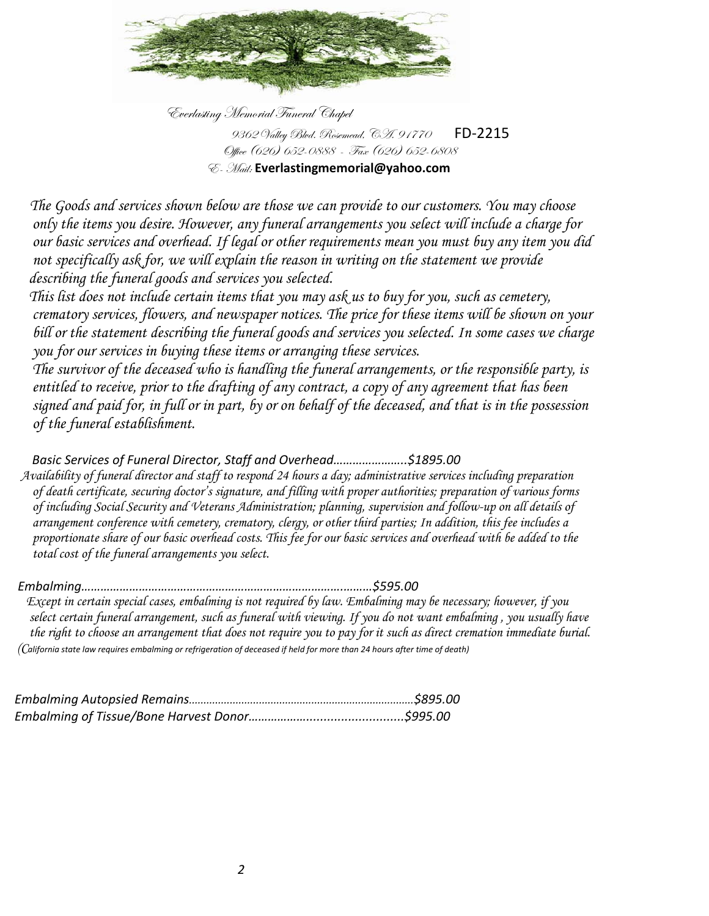Everlasting Memorial Funeral Chapel

9362 Valley Blvd. Rosemead, CA. 91770 FD-2215

Office (626) 652-0888 - Fax (626) 652-6808

E- Mail: **Everlastingmemorial@yahoo.com**

*The Goods and services shown below are those we can provide to our customers. You may choose only the items you desire. However, any funeral arrangements you select will include a charge for our basic services and overhead. If legal or other requirements mean you must buy any item you did not specifically ask for, we will explain the reason in writing on the statement we provide describing the funeral goods and services you selected.*

*This list does not include certain items that you may ask us to buy for you, such as cemetery, crematory services, flowers, and newspaper notices. The price for these items will be shown on your bill or the statement describing the funeral goods and services you selected. In some cases we charge you for our services in buying these items or arranging these services.*

*The survivor of the deceased who is handling the funeral arrangements, or the responsible party, is entitled to receive, prior to the drafting of any contract, a copy of any agreement that has been signed and paid for, in full or in part, by or on behalf of the deceased, and that is in the possession of the funeral establishment.*

*Basic Services of Funeral Director, Staff and Overhead…………………..$1895.00*

*Availability of funeral director and staff to respond 24 hours a day; administrative services including preparation of death certificate, securing doctor's signature, and filling with proper authorities; preparation of various forms of including Social Security and Veterans Administration; planning, supervision and follow-up on all details of arrangement conference with cemetery, crematory, clergy, or other third parties; In addition, this fee includes a proportionate share of our basic overhead costs. This fee for our basic services and overhead with be added to the total cost of the funeral arrangements you select.*

*Embalming………………………………………………………………………………$595.00*

*Except in certain special cases, embalming is not required by law. Embalming may be necessary; however, if you select certain funeral arrangement, such as funeral with viewing. If you do not want embalming , you usually have the right to choose an arrangement that does not require you to pay for it such as direct cremation immediate burial.*

*(California state law requires embalming or refrigeration of deceased if held for more than 24 hours after time of death)*

*Embalming Autopsied Remains…………………………………………………………………$895.00*

*Embalming of Tissue/Bone Harvest Donor……………….........................$995.00*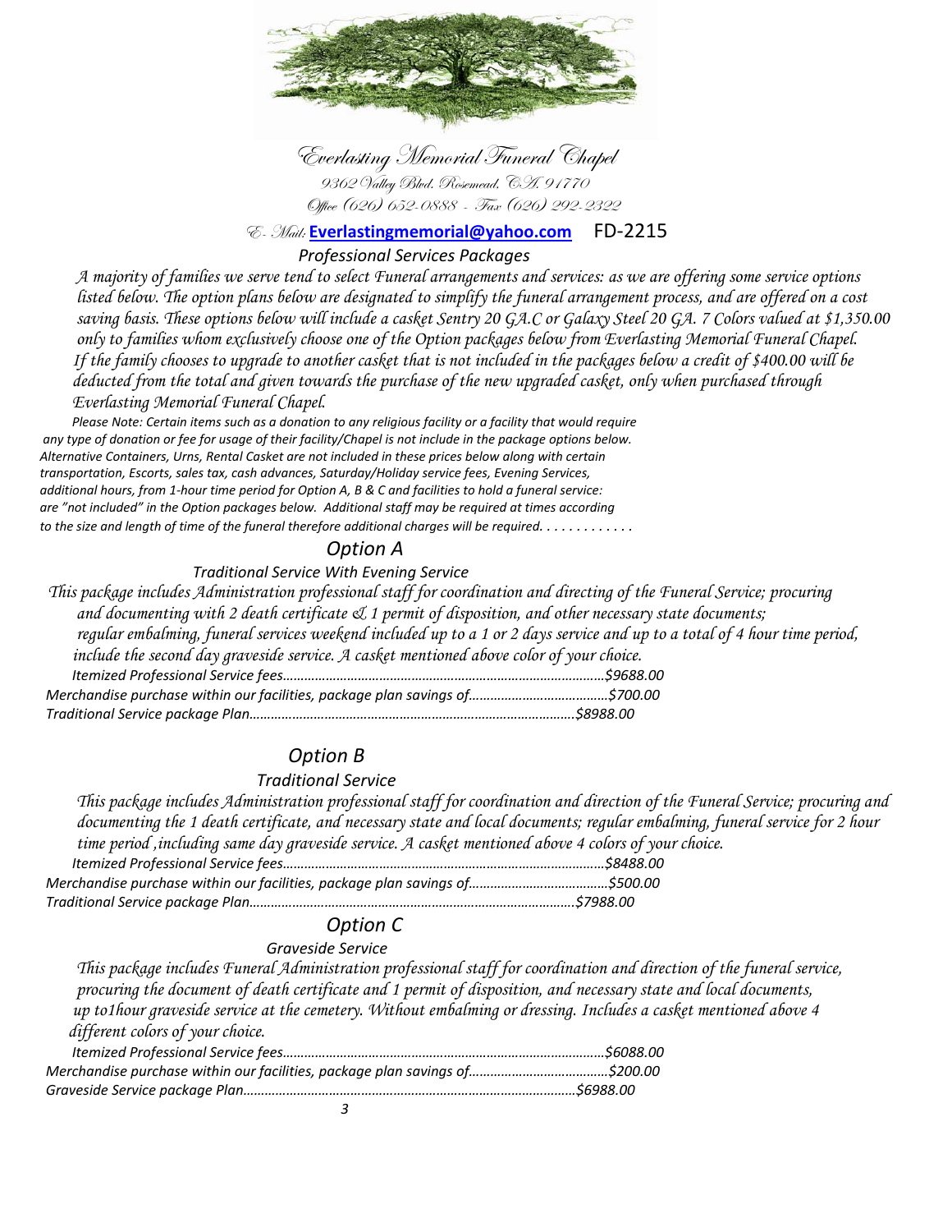# Everlasting Memorial Funeral Chapel

9362 Valley Blvd. Rosemead, CA. 91770

Office (626) 652-0888 - Fax (626) 292-2322

E- Mail: **Everlastingmemorial@yahoo.com** FD-2215

## *Professional Services Packages*

*A majority of families we serve tend to select Funeral arrangements and services: as we are offering some service options listed below. The option plans below are designated to simplify the funeral arrangement process, and are offered on a cost saving basis. These options below will include a casket Sentry 20 GA.C or Galaxy Steel 20 GA. 7 Colors valued at $1,350.00 only to families whom exclusively choose one of the Option packages below from Everlasting Memorial Funeral Chapel. If the family chooses to upgrade to another casket that is not included in the packages below a credit of $400.00 will be deducted from the total and given towards the purchase of the new upgraded casket, only when purchased through Everlasting Memorial Funeral Chapel.*

*Please Note: Certain items such as a donation to any religious facility or a facility that would require any type of donation or fee for usage of their facility/Chapel is not include in the package options below. Alternative Containers, Urns, Rental Casket are not included in these prices below along with certain transportation, Escorts, sales tax, cash advances, Saturday/Holiday service fees, Evening Services, additional hours, from 1-hour time period for Option A, B & C and facilities to hold a funeral service: are "not included" in the Option packages below. Additional staff may be required at times according to the size and length of time of the funeral therefore additional charges will be required. . . . . . . . . . . .*

## *Option A*

### *Traditional Service With Evening Service*

*This package includes Administration professional staff for coordination and directing of the Funeral Service; procuring and documenting with 2 death certificate & 1 permit of disposition, and other necessary state documents; regular embalming, funeral services weekend included up to a 1 or 2 days service and up to a total of 4 hour time period, include the second day graveside service. A casket mentioned above color of your choice.*

*Itemized Professional Service fees……………………………………………………………………………$9688.00*

*Merchandise purchase within our facilities, package plan savings of…………………………………$700.00*

*Traditional Service package Plan………………………………………………………………………………$8988.00*

## *Option B*

### *Traditional Service*

*This package includes Administration professional staff for coordination and direction of the Funeral Service; procuring and documenting the 1 death certificate, and necessary state and local documents; regular embalming, funeral service for 2 hour time period ,including same day graveside service. A casket mentioned above 4 colors of your choice.*

*Itemized Professional Service fees……………………………………………………………………………$8488.00*

*Merchandise purchase within our facilities, package plan savings of…………………………………$500.00*

*Traditional Service package Plan………………………………………………………………………………$7988.00*

## *Option C*

### *Graveside Service*

*This package includes Funeral Administration professional staff for coordination and direction of the funeral service, procuring the document of death certificate and 1 permit of disposition, and necessary state and local documents, up to1hour graveside service at the cemetery. Without embalming or dressing. Includes a casket mentioned above 4 different colors of your choice.*

*Itemized Professional Service fees……………………………………………………………………………$6088.00*

*Merchandise purchase within our facilities, package plan savings of…………………………………$200.00*

*Graveside Service package Plan………………………………………………………………………………$6988.00*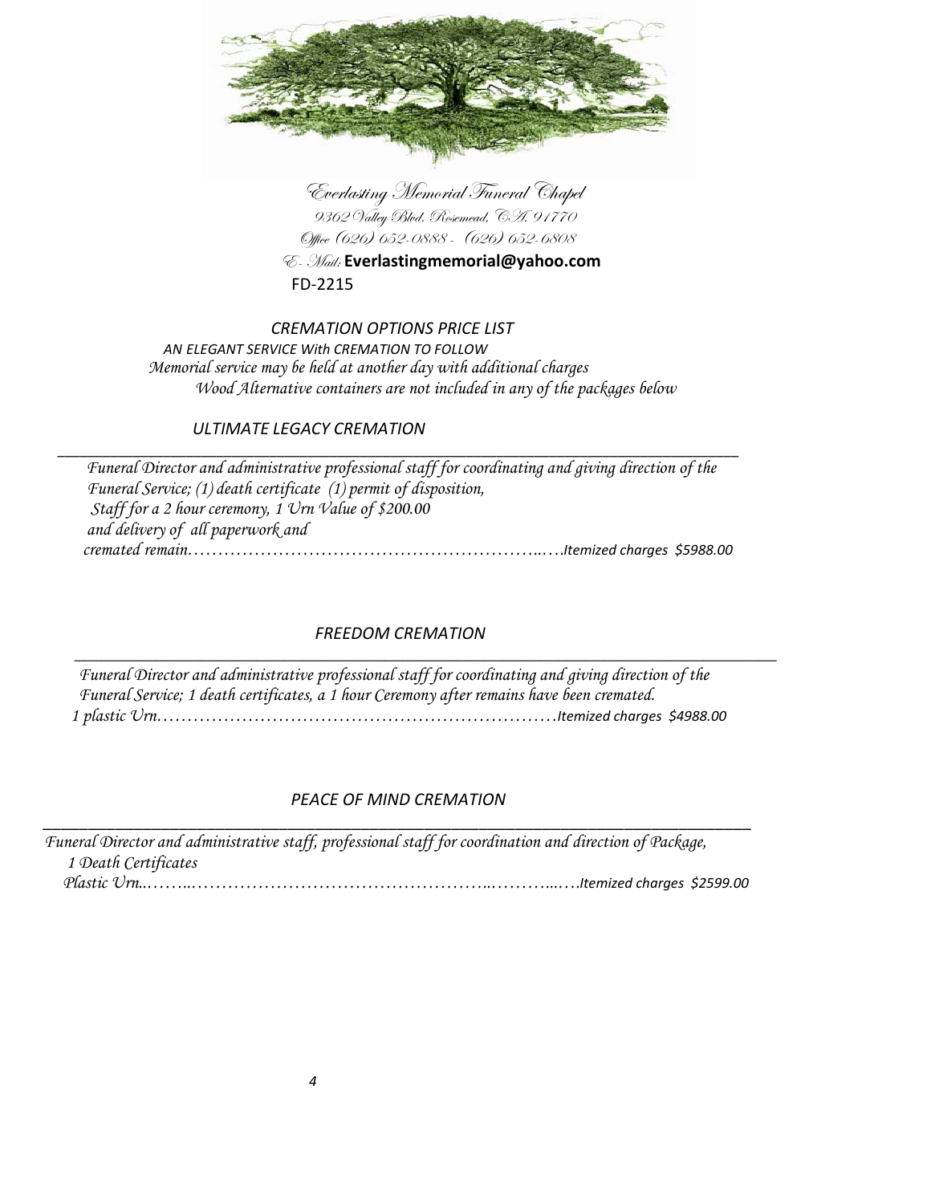Everlasting Memorial Funeral Chapel
9362 Valley Blvd. Rosemead, CA. 91770
Office (626) 652-0888 - (626) 652-6808
E- Mail: **Everlastingmemorial@yahoo.com**
FD-2215

## *CREMATION OPTIONS PRICE LIST*

*AN ELEGANT SERVICE With CREMATION TO FOLLOW*

*Memorial service may be held at another day with additional charges*

*Wood Alternative containers are not included in any of the packages below*

### *ULTIMATE LEGACY CREMATION*

*Funeral Director and administrative professional staff for coordinating and giving direction of the Funeral Service; (1) death certificate (1) permit of disposition, Staff for a 2 hour ceremony, 1 Urn Value of $200.00 and delivery of all paperwork and cremated remain………………………………………………………..….Itemized charges $5988.00*

### *FREEDOM CREMATION*

*Funeral Director and administrative professional staff for coordinating and giving direction of the Funeral Service; 1 death certificates, a 1 hour Ceremony after remains have been cremated. 1 plastic Urn……………………………………………………………Itemized charges $4988.00*

### *PEACE OF MIND CREMATION*

*Funeral Director and administrative staff, professional staff for coordination and direction of Package, 1 Death Certificates Plastic Urn..……..…………………………………………..………...….Itemized charges $2599.00*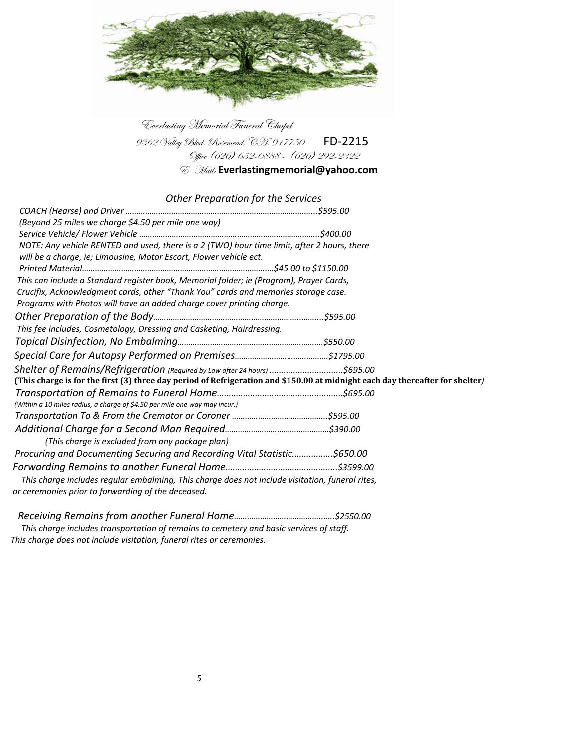Everlasting Memorial Funeral Chapel

9362 Valley Blvd. Rosemead, CA. 917750 FD-2215

Office (626) 652-0888 - (626) 292-2322

E- Mail: **Everlastingmemorial@yahoo.com**

## *Other Preparation for the Services*

*COACH (Hearse) and Driver ……………………………………………………………………......$595.00*

*(Beyond 25 miles we charge $4.50 per mile one way)*

*Service Vehicle/ Flower Vehicle ……………………………………………………………………..$400.00*

*NOTE: Any vehicle RENTED and used, there is a 2 (TWO) hour time limit, after 2 hours, there will be a charge, ie; Limousine, Motor Escort, Flower vehicle ect.*

*Printed Material…………………………………………………………………….…$45.00 to $1150.00*

*This can include a Standard register book, Memorial folder; ie (Program), Prayer Cards, Crucifix, Acknowledgment cards, other "Thank You" cards and memories storage case. Programs with Photos will have an added charge cover printing charge.*

*Other Preparation of the Body…………………………………………………………..….....$595.00*

*This fee includes, Cosmetology, Dressing and Casketing, Hairdressing.*

*Topical Disinfection, No Embalming……………………………………………………….$550.00*

*Special Care for Autopsy Performed on Premises……………………………………$1795.00*

*Shelter of Remains/Refrigeration (Required by Law after 24 hours) ..............................$695.00*

**(This charge is for the first (3) three day period of Refrigeration and $150.00 at midnight each day thereafter for shelter***)*

*Transportation of Remains to Funeral Home…………………………………….............$695.00*

*(Within a 10 miles radius, a charge of $4.50 per mile one way may incur.)*

*Transportation To & From the Cremator or Coroner ……………………………………..$595.00*

*Additional Charge for a Second Man Required…………………………………………$390.00*

*(This charge is excluded from any package plan)*

*Procuring and Documenting Securing and Recording Vital Statistic................$650.00*

*Forwarding Remains to another Funeral Home…………………………….............$3599.00*

*This charge includes regular embalming, This charge does not include visitation, funeral rites, or ceremonies prior to forwarding of the deceased.*

*Receiving Remains from another Funeral Home……………………………………..$2550.00*

*This charge includes transportation of remains to cemetery and basic services of staff. This charge does not include visitation, funeral rites or ceremonies.*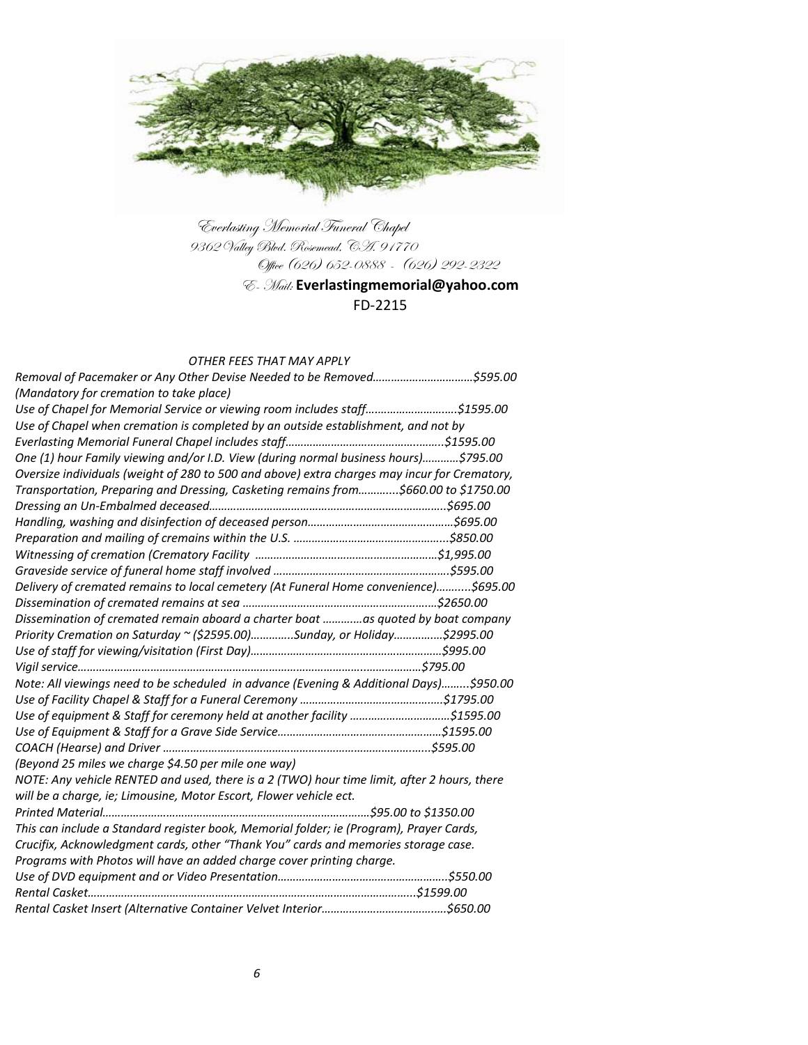Everlasting Memorial Funeral Chapel
9362 Valley Blvd. Rosemead. CA. 91770
Office (626) 652-0888 - (626) 292-2322
E- Mail: **Everlastingmemorial@yahoo.com**
FD-2215

*OTHER FEES THAT MAY APPLY*

*Removal of Pacemaker or Any Other Devise Needed to be Removed……………………………$595.00*
*(Mandatory for cremation to take place)*
*Use of Chapel for Memorial Service or viewing room includes staff………………………..$1595.00*
*Use of Chapel when cremation is completed by an outside establishment, and not by Everlasting Memorial Funeral Chapel includes staff……………………………………………$1595.00*
*One (1) hour Family viewing and/or I.D. View (during normal business hours)…………$795.00*
*Oversize individuals (weight of 280 to 500 and above) extra charges may incur for Crematory, Transportation, Preparing and Dressing, Casketing remains from…………..$660.00 to $1750.00*
*Dressing an Un-Embalmed deceased……………………………………………………………..$695.00*
*Handling, washing and disinfection of deceased person………………………………………$695.00*
*Preparation and mailing of cremains within the U.S. ……………………………………………...$850.00*
*Witnessing of cremation (Crematory Facility ………………………………………………………$1,995.00*
*Graveside service of funeral home staff involved …………………………………………………$595.00*
*Delivery of cremated remains to local cemetery (At Funeral Home convenience)………..$695.00*
*Dissemination of cremated remains at sea ………………………………………………………$2650.00*
*Dissemination of cremated remain aboard a charter boat ………….as quoted by boat company*
*Priority Cremation on Saturday ~ ($2595.00)…………..Sunday, or Holiday…………….$2995.00*
*Use of staff for viewing/visitation (First Day)……………………………………………………$995.00*
*Vigil service……………………………………………………………………………………………$795.00*
*Note: All viewings need to be scheduled in advance (Evening & Additional Days)……...$950.00*
*Use of Facility Chapel & Staff for a Funeral Ceremony …………………………………………$1795.00*
*Use of equipment & Staff for ceremony held at another facility ……………………………$1595.00*
*Use of Equipment & Staff for a Grave Side Service………………………………………………$1595.00*
*COACH (Hearse) and Driver ……………………………………………………………………...$595.00*
*(Beyond 25 miles we charge $4.50 per mile one way)*
*NOTE: Any vehicle RENTED and used, there is a 2 (TWO) hour time limit, after 2 hours, there will be a charge, ie; Limousine, Motor Escort, Flower vehicle ect.*
*Printed Material……………………………………………………………………$95.00 to $1350.00*
*This can include a Standard register book, Memorial folder; ie (Program), Prayer Cards, Crucifix, Acknowledgment cards, other "Thank You" cards and memories storage case. Programs with Photos will have an added charge cover printing charge.*
*Use of DVD equipment and or Video Presentation………………………………………………..$550.00*
*Rental Casket……………………………………………………………………………………..$1599.00*
*Rental Casket Insert (Alternative Container Velvet Interior………………………………….$650.00*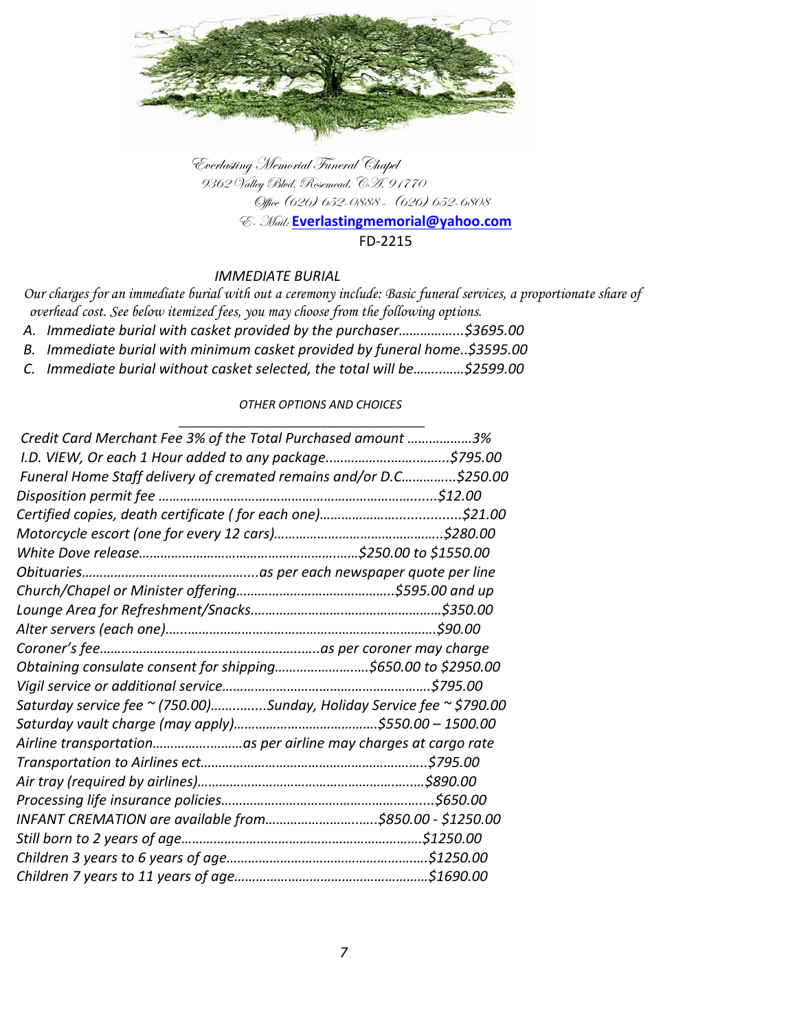Everlasting Memorial Funeral Chapel
9362 Valley Blvd. Rosemead, CA. 91770
Office (626) 652-0888 - (626) 652-6808
E- Mail: **Everlastingmemorial@yahoo.com**
FD-2215

## *IMMEDIATE BURIAL*

*Our charges for an immediate burial with out a ceremony include: Basic funeral services, a proportionate share of overhead cost. See below itemized fees, you may choose from the following options.*

A. *Immediate burial with casket provided by the purchaser……………...$3695.00*
B. *Immediate burial with minimum casket provided by funeral home..$3595.00*
C. *Immediate burial without casket selected, the total will be…..….…$2599.00*

### *OTHER OPTIONS AND CHOICES*

*Credit Card Merchant Fee 3% of the Total Purchased amount ………………3%*
*I.D. VIEW, Or each 1 Hour added to any package……………………………..$795.00*
*Funeral Home Staff delivery of cremated remains and/or D.C……………$250.00*
*Disposition permit fee ……………………………………………………………......$12.00*
*Certified copies, death certificate ( for each one)…………………..............$21.00*
*Motorcycle escort (one for every 12 cars)………………………………………..$280.00*
*White Dove release…………………………………………………..$250.00 to $1550.00*
*Obituaries………………………………………....as per each newspaper quote per line*
*Church/Chapel or Minister offering……………………………………..$595.00 and up*
*Lounge Area for Refreshment/Snacks……………………………………………$350.00*
*Alter servers (each one)…………………………………………………………….$90.00*
*Coroner's fee…………………………………………………...as per coroner may charge*
*Obtaining consulate consent for shipping……………………..$650.00 to $2950.00*
*Vigil service or additional service…………………………………………………$795.00*
*Saturday service fee ~ (750.00)…….….....Sunday, Holiday Service fee ~ $790.00*
*Saturday vault charge (may apply)…………………………………$550.00 – 1500.00*
*Airline transportation……………………as per airline may charges at cargo rate*
*Transportation to Airlines ect……………………………………………………...$795.00*
*Air tray (required by airlines)………………………………………………….…$890.00*
*Processing life insurance policies…………………………………………….....$650.00*
*INFANT CREMATION are available from………………………..$850.00 - $1250.00*
*Still born to 2 years of age………………………………………………………$1250.00*
*Children 3 years to 6 years of age……………………………………………….$1250.00*
*Children 7 years to 11 years of age………………………………………………$1690.00*